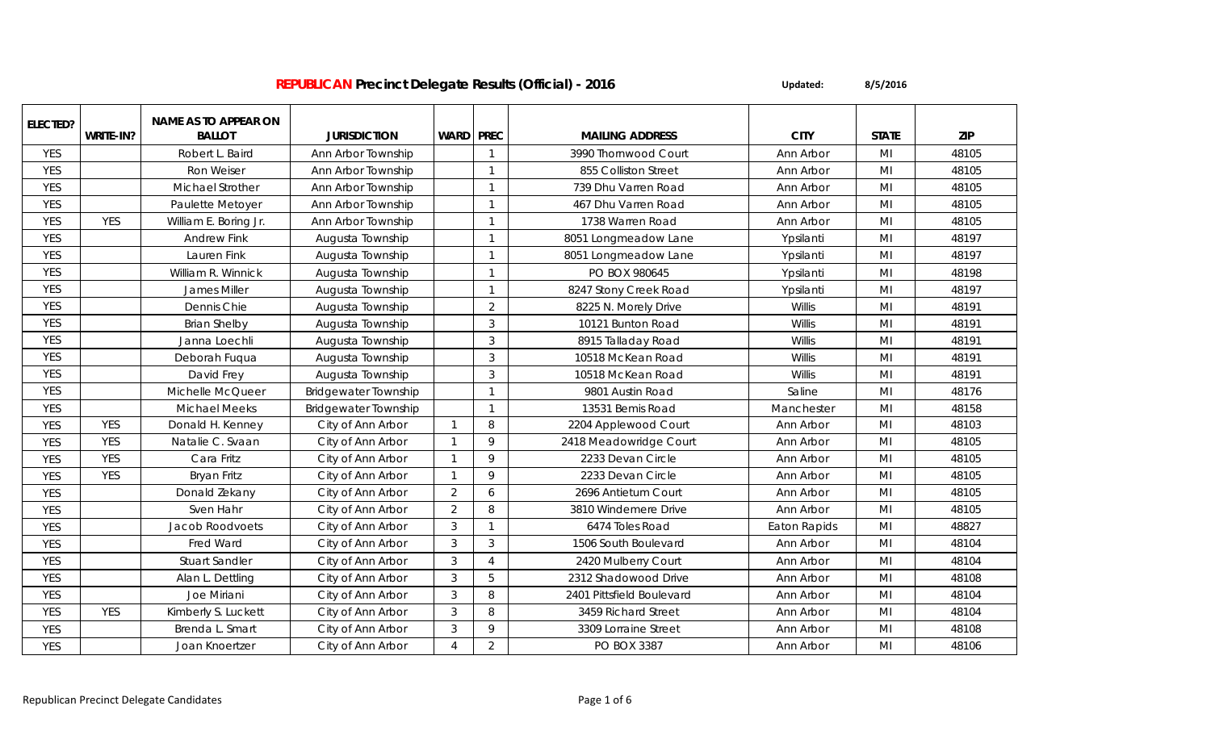# **REPUBLICAN Precinct Delegate Results (Official) - 2016**

**Updated:** 8/5/2016

| ELECTED? | WRITE-IN? | NAME AS TO APPEAR ON BALLOT | JURISDICTION | WARD | PREC | MAILING ADDRESS | CITY | STATE | ZIP |
|---|---|---|---|---|---|---|---|---|---|
| YES | | Robert L. Baird | Ann Arbor Township | | 1 | 3990 Thornwood Court | Ann Arbor | MI | 48105 |
| YES | | Ron Weiser | Ann Arbor Township | | 1 | 855 Colliston Street | Ann Arbor | MI | 48105 |
| YES | | Michael Strother | Ann Arbor Township | | 1 | 739 Dhu Varren Road | Ann Arbor | MI | 48105 |
| YES | | Paulette Metoyer | Ann Arbor Township | | 1 | 467 Dhu Varren Road | Ann Arbor | MI | 48105 |
| YES | YES | William E. Boring Jr. | Ann Arbor Township | | 1 | 1738 Warren Road | Ann Arbor | MI | 48105 |
| YES | | Andrew Fink | Augusta Township | | 1 | 8051 Longmeadow Lane | Ypsilanti | MI | 48197 |
| YES | | Lauren Fink | Augusta Township | | 1 | 8051 Longmeadow Lane | Ypsilanti | MI | 48197 |
| YES | | William R. Winnick | Augusta Township | | 1 | PO BOX 980645 | Ypsilanti | MI | 48198 |
| YES | | James Miller | Augusta Township | | 1 | 8247 Stony Creek Road | Ypsilanti | MI | 48197 |
| YES | | Dennis Chie | Augusta Township | | 2 | 8225 N. Morely Drive | Willis | MI | 48191 |
| YES | | Brian Shelby | Augusta Township | | 3 | 10121 Bunton Road | Willis | MI | 48191 |
| YES | | Janna Loechli | Augusta Township | | 3 | 8915 Talladay Road | Willis | MI | 48191 |
| YES | | Deborah Fuqua | Augusta Township | | 3 | 10518 McKean Road | Willis | MI | 48191 |
| YES | | David Frey | Augusta Township | | 3 | 10518 McKean Road | Willis | MI | 48191 |
| YES | | Michelle McQueer | Bridgewater Township | | 1 | 9801 Austin Road | Saline | MI | 48176 |
| YES | | Michael Meeks | Bridgewater Township | | 1 | 13531 Bemis Road | Manchester | MI | 48158 |
| YES | YES | Donald H. Kenney | City of Ann Arbor | 1 | 8 | 2204 Applewood Court | Ann Arbor | MI | 48103 |
| YES | YES | Natalie C. Svaan | City of Ann Arbor | 1 | 9 | 2418 Meadowridge Court | Ann Arbor | MI | 48105 |
| YES | YES | Cara Fritz | City of Ann Arbor | 1 | 9 | 2233 Devan Circle | Ann Arbor | MI | 48105 |
| YES | YES | Bryan Fritz | City of Ann Arbor | 1 | 9 | 2233 Devan Circle | Ann Arbor | MI | 48105 |
| YES | | Donald Zekany | City of Ann Arbor | 2 | 6 | 2696 Antietum Court | Ann Arbor | MI | 48105 |
| YES | | Sven Hahr | City of Ann Arbor | 2 | 8 | 3810 Windemere Drive | Ann Arbor | MI | 48105 |
| YES | | Jacob Roodvoets | City of Ann Arbor | 3 | 1 | 6474 Toles Road | Eaton Rapids | MI | 48827 |
| YES | | Fred Ward | City of Ann Arbor | 3 | 3 | 1506 South Boulevard | Ann Arbor | MI | 48104 |
| YES | | Stuart Sandler | City of Ann Arbor | 3 | 4 | 2420 Mulberry Court | Ann Arbor | MI | 48104 |
| YES | | Alan L. Dettling | City of Ann Arbor | 3 | 5 | 2312 Shadowood Drive | Ann Arbor | MI | 48108 |
| YES | | Joe Miriani | City of Ann Arbor | 3 | 8 | 2401 Pittsfield Boulevard | Ann Arbor | MI | 48104 |
| YES | YES | Kimberly S. Luckett | City of Ann Arbor | 3 | 8 | 3459 Richard Street | Ann Arbor | MI | 48104 |
| YES | | Brenda L. Smart | City of Ann Arbor | 3 | 9 | 3309 Lorraine Street | Ann Arbor | MI | 48108 |
| YES | | Joan Knoertzer | City of Ann Arbor | 4 | 2 | PO BOX 3387 | Ann Arbor | MI | 48106 |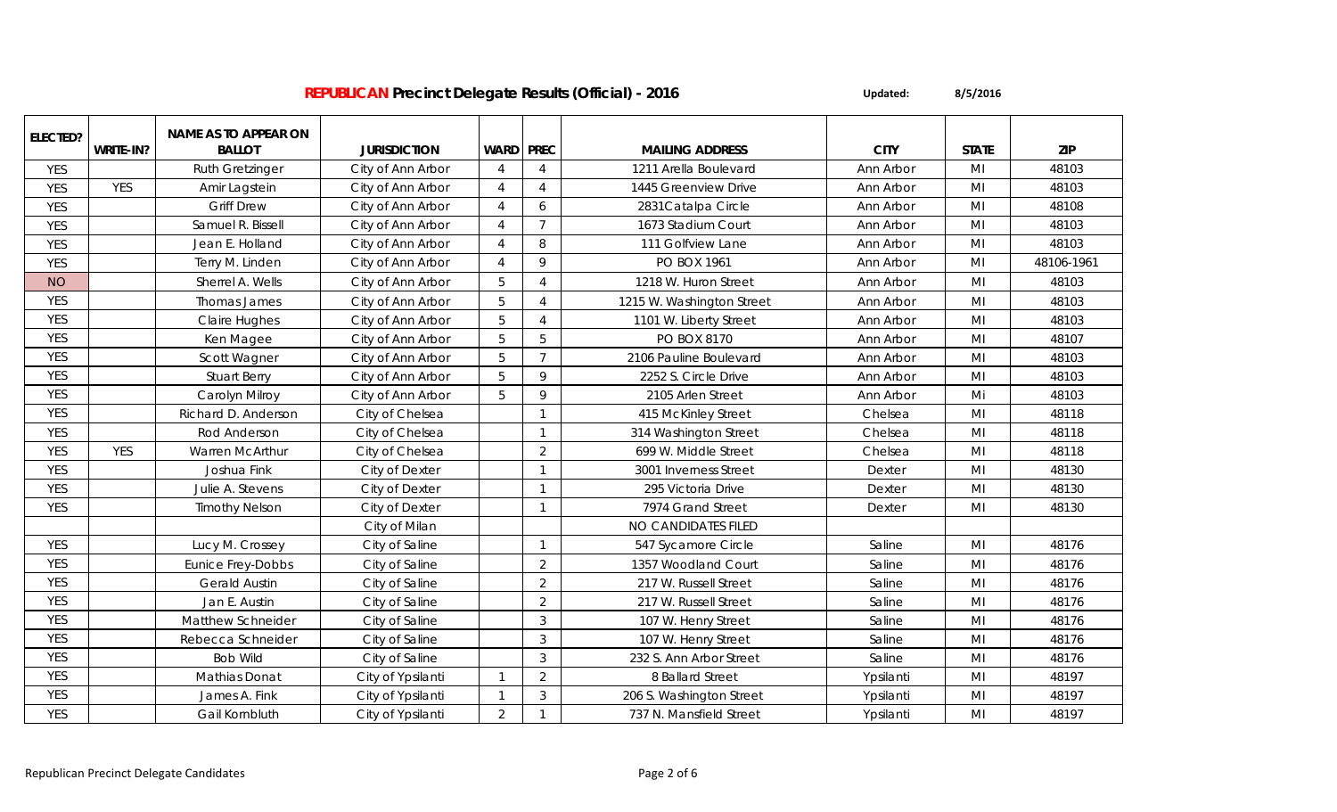**REPUBLICAN Precinct Delegate Results (Official) - 2016**

Updated: 8/5/2016

| ELECTED? | WRITE-IN? | NAME AS TO APPEAR ON BALLOT | JURISDICTION | WARD | PREC | MAILING ADDRESS | CITY | STATE | ZIP |
|---|---|---|---|---|---|---|---|---|---|
| YES | | Ruth Gretzinger | City of Ann Arbor | 4 | 4 | 1211 Arella Boulevard | Ann Arbor | MI | 48103 |
| YES | YES | Amir Lagstein | City of Ann Arbor | 4 | 4 | 1445 Greenview Drive | Ann Arbor | MI | 48103 |
| YES | | Griff Drew | City of Ann Arbor | 4 | 6 | 2831Catalpa Circle | Ann Arbor | MI | 48108 |
| YES | | Samuel R. Bissell | City of Ann Arbor | 4 | 7 | 1673 Stadium Court | Ann Arbor | MI | 48103 |
| YES | | Jean E. Holland | City of Ann Arbor | 4 | 8 | 111 Golfview Lane | Ann Arbor | MI | 48103 |
| YES | | Terry M. Linden | City of Ann Arbor | 4 | 9 | PO BOX 1961 | Ann Arbor | MI | 48106-1961 |
| NO | | Sherrel A. Wells | City of Ann Arbor | 5 | 4 | 1218 W. Huron Street | Ann Arbor | MI | 48103 |
| YES | | Thomas James | City of Ann Arbor | 5 | 4 | 1215 W. Washington Street | Ann Arbor | MI | 48103 |
| YES | | Claire Hughes | City of Ann Arbor | 5 | 4 | 1101 W. Liberty Street | Ann Arbor | MI | 48103 |
| YES | | Ken Magee | City of Ann Arbor | 5 | 5 | PO BOX 8170 | Ann Arbor | MI | 48107 |
| YES | | Scott Wagner | City of Ann Arbor | 5 | 7 | 2106 Pauline Boulevard | Ann Arbor | MI | 48103 |
| YES | | Stuart Berry | City of Ann Arbor | 5 | 9 | 2252 S. Circle Drive | Ann Arbor | MI | 48103 |
| YES | | Carolyn Milroy | City of Ann Arbor | 5 | 9 | 2105 Arlen Street | Ann Arbor | Mi | 48103 |
| YES | | Richard D. Anderson | City of Chelsea | | 1 | 415 McKinley Street | Chelsea | MI | 48118 |
| YES | | Rod Anderson | City of Chelsea | | 1 | 314 Washington Street | Chelsea | MI | 48118 |
| YES | YES | Warren McArthur | City of Chelsea | | 2 | 699 W. Middle Street | Chelsea | MI | 48118 |
| YES | | Joshua Fink | City of Dexter | | 1 | 3001 Inverness Street | Dexter | MI | 48130 |
| YES | | Julie A. Stevens | City of Dexter | | 1 | 295 Victoria Drive | Dexter | MI | 48130 |
| YES | | Timothy Nelson | City of Dexter | | 1 | 7974 Grand Street | Dexter | MI | 48130 |
| | | | City of Milan | | | NO CANDIDATES FILED | | | |
| YES | | Lucy M. Crossey | City of Saline | | 1 | 547 Sycamore Circle | Saline | MI | 48176 |
| YES | | Eunice Frey-Dobbs | City of Saline | | 2 | 1357 Woodland Court | Saline | MI | 48176 |
| YES | | Gerald Austin | City of Saline | | 2 | 217 W. Russell Street | Saline | MI | 48176 |
| YES | | Jan E. Austin | City of Saline | | 2 | 217 W. Russell Street | Saline | MI | 48176 |
| YES | | Matthew Schneider | City of Saline | | 3 | 107 W. Henry Street | Saline | MI | 48176 |
| YES | | Rebecca Schneider | City of Saline | | 3 | 107 W. Henry Street | Saline | MI | 48176 |
| YES | | Bob Wild | City of Saline | | 3 | 232 S. Ann Arbor Street | Saline | MI | 48176 |
| YES | | Mathias Donat | City of Ypsilanti | 1 | 2 | 8 Ballard Street | Ypsilanti | MI | 48197 |
| YES | | James A. Fink | City of Ypsilanti | 1 | 3 | 206 S. Washington Street | Ypsilanti | MI | 48197 |
| YES | | Gail Kornbluth | City of Ypsilanti | 2 | 1 | 737 N. Mansfield Street | Ypsilanti | MI | 48197 |

Republican Precinct Delegate Candidates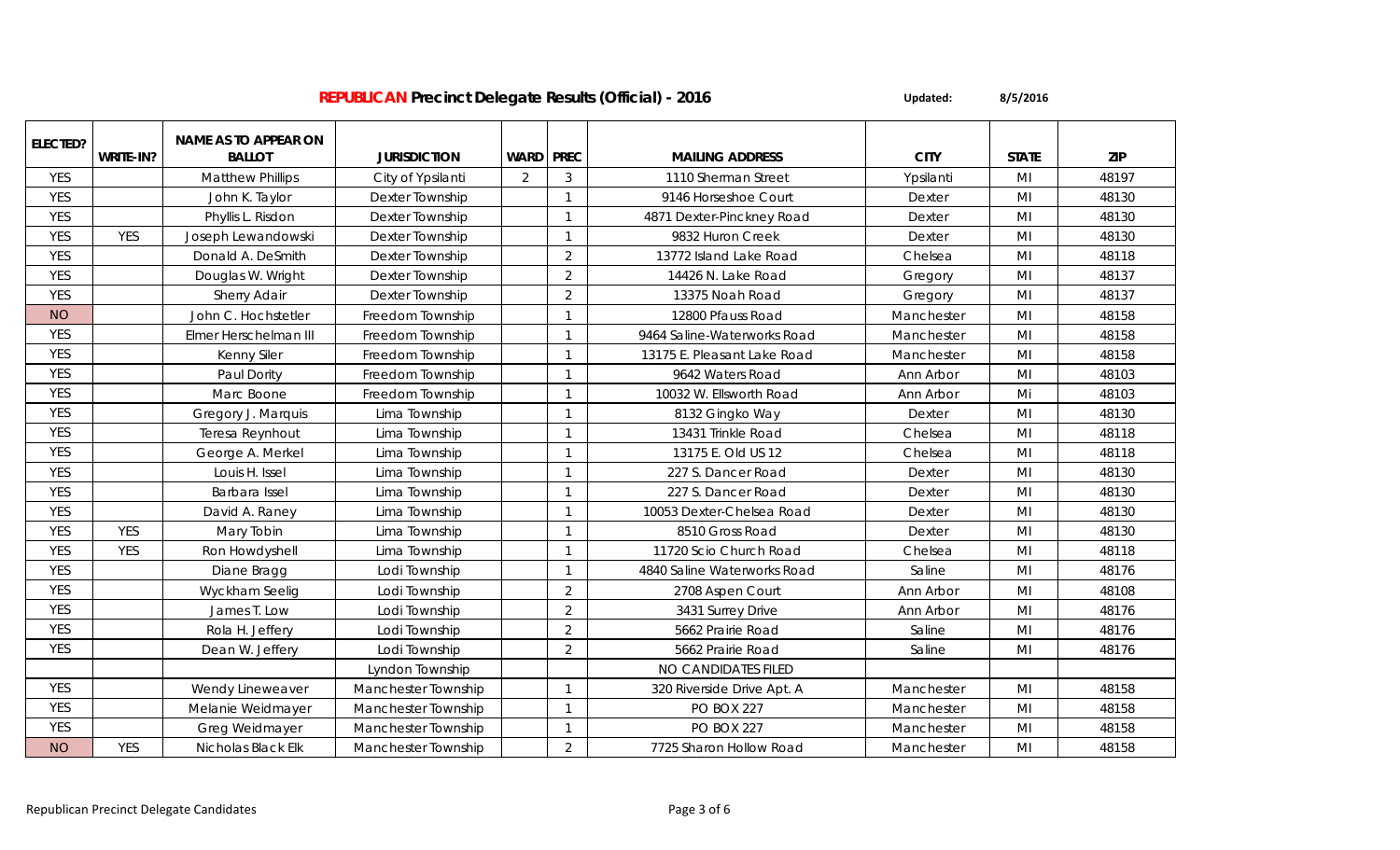# REPUBLICAN Precinct Delegate Results (Official) - 2016

Updated: 8/5/2016

| ELECTED? | WRITE-IN? | NAME AS TO APPEAR ON BALLOT | JURISDICTION | WARD | PREC | MAILING ADDRESS | CITY | STATE | ZIP |
|---|---|---|---|---|---|---|---|---|---|
| YES | | Matthew Phillips | City of Ypsilanti | 2 | 3 | 1110 Sherman Street | Ypsilanti | MI | 48197 |
| YES | | John K. Taylor | Dexter Township | | 1 | 9146 Horseshoe Court | Dexter | MI | 48130 |
| YES | | Phyllis L. Risdon | Dexter Township | | 1 | 4871 Dexter-Pinckney Road | Dexter | MI | 48130 |
| YES | YES | Joseph Lewandowski | Dexter Township | | 1 | 9832 Huron Creek | Dexter | MI | 48130 |
| YES | | Donald A. DeSmith | Dexter Township | | 2 | 13772 Island Lake Road | Chelsea | MI | 48118 |
| YES | | Douglas W. Wright | Dexter Township | | 2 | 14426 N. Lake Road | Gregory | MI | 48137 |
| YES | | Sherry Adair | Dexter Township | | 2 | 13375 Noah Road | Gregory | MI | 48137 |
| NO | | John C. Hochstetler | Freedom Township | | 1 | 12800 Pfauss Road | Manchester | MI | 48158 |
| YES | | Elmer Herschelman III | Freedom Township | | 1 | 9464 Saline-Waterworks Road | Manchester | MI | 48158 |
| YES | | Kenny Siler | Freedom Township | | 1 | 13175 E. Pleasant Lake Road | Manchester | MI | 48158 |
| YES | | Paul Dority | Freedom Township | | 1 | 9642 Waters Road | Ann Arbor | MI | 48103 |
| YES | | Marc Boone | Freedom Township | | 1 | 10032 W. Ellsworth Road | Ann Arbor | Mi | 48103 |
| YES | | Gregory J. Marquis | Lima Township | | 1 | 8132 Gingko Way | Dexter | MI | 48130 |
| YES | | Teresa Reynhout | Lima Township | | 1 | 13431 Trinkle Road | Chelsea | MI | 48118 |
| YES | | George A. Merkel | Lima Township | | 1 | 13175 E. Old US 12 | Chelsea | MI | 48118 |
| YES | | Louis H. Issel | Lima Township | | 1 | 227 S. Dancer Road | Dexter | MI | 48130 |
| YES | | Barbara Issel | Lima Township | | 1 | 227 S. Dancer Road | Dexter | MI | 48130 |
| YES | | David A. Raney | Lima Township | | 1 | 10053 Dexter-Chelsea Road | Dexter | MI | 48130 |
| YES | YES | Mary Tobin | Lima Township | | 1 | 8510 Gross Road | Dexter | MI | 48130 |
| YES | YES | Ron Howdyshell | Lima Township | | 1 | 11720 Scio Church Road | Chelsea | MI | 48118 |
| YES | | Diane Bragg | Lodi Township | | 1 | 4840 Saline Waterworks Road | Saline | MI | 48176 |
| YES | | Wyckham Seelig | Lodi Township | | 2 | 2708 Aspen Court | Ann Arbor | MI | 48108 |
| YES | | James T. Low | Lodi Township | | 2 | 3431 Surrey Drive | Ann Arbor | MI | 48176 |
| YES | | Rola H. Jeffery | Lodi Township | | 2 | 5662 Prairie Road | Saline | MI | 48176 |
| YES | | Dean W. Jeffery | Lodi Township | | 2 | 5662 Prairie Road | Saline | MI | 48176 |
| | | | Lyndon Township | | | NO CANDIDATES FILED | | | |
| YES | | Wendy Lineweaver | Manchester Township | | 1 | 320 Riverside Drive Apt. A | Manchester | MI | 48158 |
| YES | | Melanie Weidmayer | Manchester Township | | 1 | PO BOX 227 | Manchester | MI | 48158 |
| YES | | Greg Weidmayer | Manchester Township | | 1 | PO BOX 227 | Manchester | MI | 48158 |
| NO | YES | Nicholas Black Elk | Manchester Township | | 2 | 7725 Sharon Hollow Road | Manchester | MI | 48158 |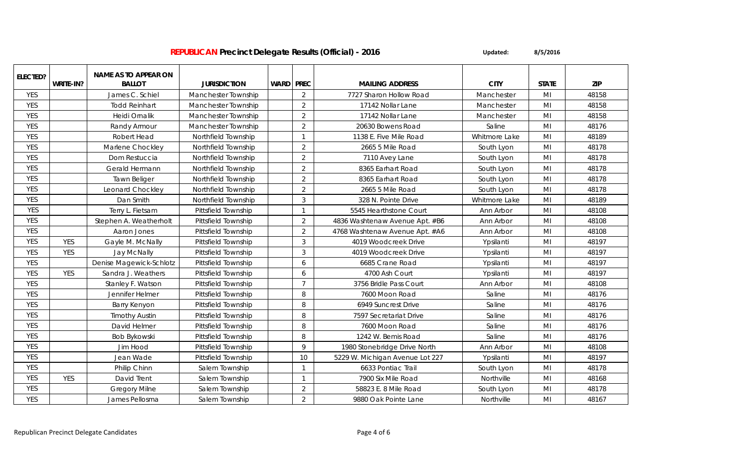## REPUBLICAN Precinct Delegate Results (Official) - 2016

Updated: 8/5/2016

| ELECTED? | WRITE-IN? | NAME AS TO APPEAR ON BALLOT | JURISDICTION | WARD | PREC | MAILING ADDRESS | CITY | STATE | ZIP |
|---|---|---|---|---|---|---|---|---|---|
| YES | | James C. Schiel | Manchester Township | | 2 | 7727 Sharon Hollow Road | Manchester | MI | 48158 |
| YES | | Todd Reinhart | Manchester Township | | 2 | 17142 Nollar Lane | Manchester | MI | 48158 |
| YES | | Heidi Ornalik | Manchester Township | | 2 | 17142 Nollar Lane | Manchester | MI | 48158 |
| YES | | Randy Armour | Manchester Township | | 2 | 20630 Bowens Road | Saline | MI | 48176 |
| YES | | Robert Head | Northfield Township | | 1 | 1138 E. Five Mile Road | Whitmore Lake | MI | 48189 |
| YES | | Marlene Chockley | Northfield Township | | 2 | 2665 5 Mile Road | South Lyon | MI | 48178 |
| YES | | Dom Restuccia | Northfield Township | | 2 | 7110 Avey Lane | South Lyon | MI | 48178 |
| YES | | Gerald Hermann | Northfield Township | | 2 | 8365 Earhart Road | South Lyon | MI | 48178 |
| YES | | Tawn Beliger | Northfield Township | | 2 | 8365 Earhart Road | South Lyon | MI | 48178 |
| YES | | Leonard Chockley | Northfield Township | | 2 | 2665 5 Mile Road | South Lyon | MI | 48178 |
| YES | | Dan Smith | Northfield Township | | 3 | 328 N. Pointe Drive | Whitmore Lake | MI | 48189 |
| YES | | Terry L. Fietsam | Pittsfield Township | | 1 | 5545 Hearthstone Court | Ann Arbor | MI | 48108 |
| YES | | Stephen A. Weatherholt | Pittsfield Township | | 2 | 4836 Washtenaw Avenue Apt. #B6 | Ann Arbor | MI | 48108 |
| YES | | Aaron Jones | Pittsfield Township | | 2 | 4768 Washtenaw Avenue Apt. #A6 | Ann Arbor | MI | 48108 |
| YES | YES | Gayle M. McNally | Pittsfield Township | | 3 | 4019 Woodcreek Drive | Ypsilanti | MI | 48197 |
| YES | YES | Jay McNally | Pittsfield Township | | 3 | 4019 Woodcreek Drive | Ypsilanti | MI | 48197 |
| YES | | Denise Magewick-Schlotz | Pittsfield Township | | 6 | 6685 Crane Road | Ypsilanti | MI | 48197 |
| YES | YES | Sandra J. Weathers | Pittsfield Township | | 6 | 4700 Ash Court | Ypsilanti | MI | 48197 |
| YES | | Stanley F. Watson | Pittsfield Township | | 7 | 3756 Bridle Pass Court | Ann Arbor | MI | 48108 |
| YES | | Jennifer Helmer | Pittsfield Township | | 8 | 7600 Moon Road | Saline | MI | 48176 |
| YES | | Barry Kenyon | Pittsfield Township | | 8 | 6949 Suncrest Drive | Saline | MI | 48176 |
| YES | | Timothy Austin | Pittsfield Township | | 8 | 7597 Secretariat Drive | Saline | MI | 48176 |
| YES | | David Helmer | Pittsfield Township | | 8 | 7600 Moon Road | Saline | MI | 48176 |
| YES | | Bob Bykowski | Pittsfield Township | | 8 | 1242 W. Bemis Road | Saline | MI | 48176 |
| YES | | Jim Hood | Pittsfield Township | | 9 | 1980 Stonebridge Drive North | Ann Arbor | MI | 48108 |
| YES | | Jean Wade | Pittsfield Township | | 10 | 5229 W. Michigan Avenue Lot 227 | Ypsilanti | MI | 48197 |
| YES | | Philip Chinn | Salem Township | | 1 | 6633 Pontiac Trail | South Lyon | MI | 48178 |
| YES | YES | David Trent | Salem Township | | 1 | 7900 Six Mile Road | Northville | MI | 48168 |
| YES | | Gregory Milne | Salem Township | | 2 | 58823 E. 8 Mile Road | South Lyon | MI | 48178 |
| YES | | James Pellosma | Salem Township | | 2 | 9880 Oak Pointe Lane | Northville | MI | 48167 |

Republican Precinct Delegate Candidates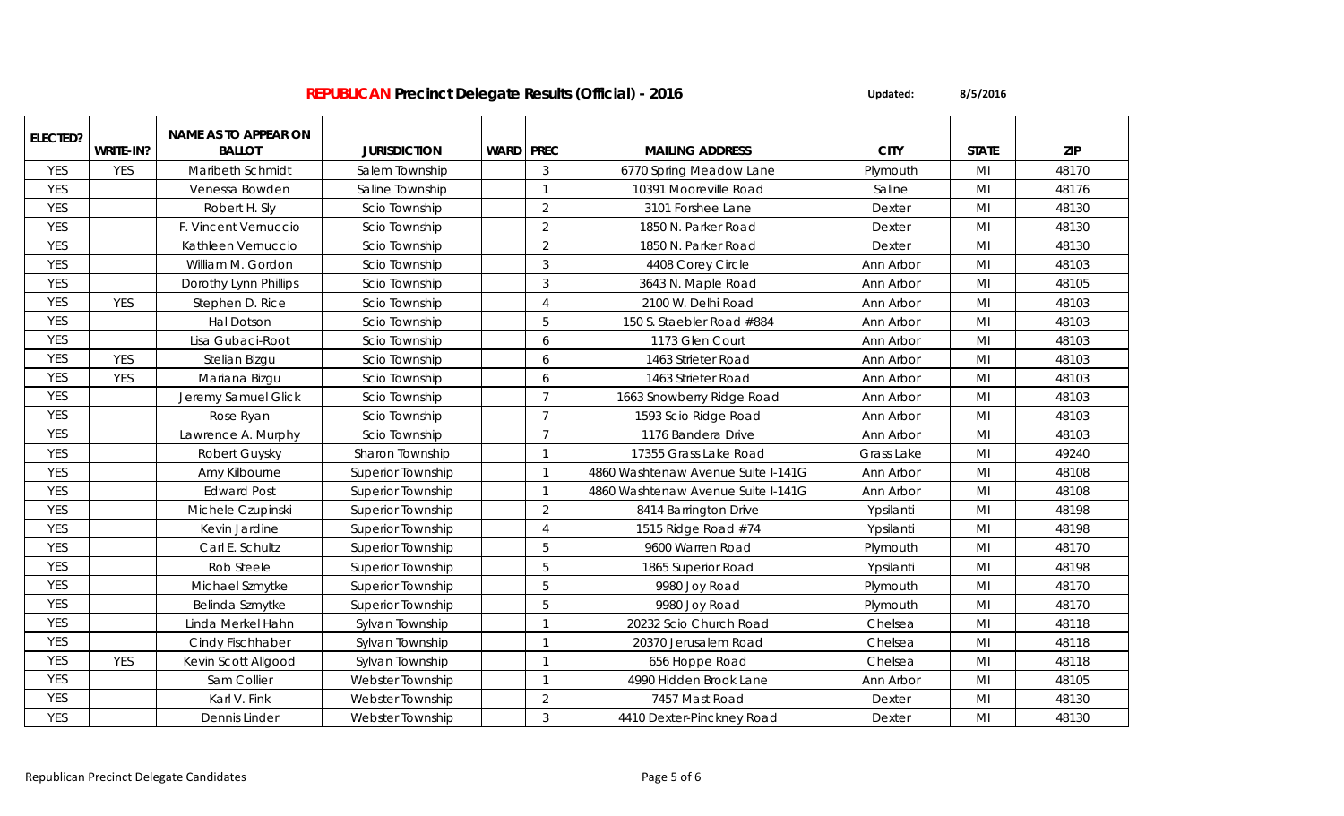# REPUBLICAN Precinct Delegate Results (Official) - 2016

Updated: 8/5/2016

| ELECTED? | WRITE-IN? | NAME AS TO APPEAR ON BALLOT | JURISDICTION | WARD | PREC | MAILING ADDRESS | CITY | STATE | ZIP |
|---|---|---|---|---|---|---|---|---|---|
| YES | YES | Maribeth Schmidt | Salem Township | | 3 | 6770 Spring Meadow Lane | Plymouth | MI | 48170 |
| YES | | Venessa Bowden | Saline Township | | 1 | 10391 Mooreville Road | Saline | MI | 48176 |
| YES | | Robert H. Sly | Scio Township | | 2 | 3101 Forshee Lane | Dexter | MI | 48130 |
| YES | | F. Vincent Vernuccio | Scio Township | | 2 | 1850 N. Parker Road | Dexter | MI | 48130 |
| YES | | Kathleen Vernuccio | Scio Township | | 2 | 1850 N. Parker Road | Dexter | MI | 48130 |
| YES | | William M. Gordon | Scio Township | | 3 | 4408 Corey Circle | Ann Arbor | MI | 48103 |
| YES | | Dorothy Lynn Phillips | Scio Township | | 3 | 3643 N. Maple Road | Ann Arbor | MI | 48105 |
| YES | YES | Stephen D. Rice | Scio Township | | 4 | 2100 W. Delhi Road | Ann Arbor | MI | 48103 |
| YES | | Hal Dotson | Scio Township | | 5 | 150 S. Staebler Road #884 | Ann Arbor | MI | 48103 |
| YES | | Lisa Gubaci-Root | Scio Township | | 6 | 1173 Glen Court | Ann Arbor | MI | 48103 |
| YES | YES | Stelian Bizgu | Scio Township | | 6 | 1463 Strieter Road | Ann Arbor | MI | 48103 |
| YES | YES | Mariana Bizgu | Scio Township | | 6 | 1463 Strieter Road | Ann Arbor | MI | 48103 |
| YES | | Jeremy Samuel Glick | Scio Township | | 7 | 1663 Snowberry Ridge Road | Ann Arbor | MI | 48103 |
| YES | | Rose Ryan | Scio Township | | 7 | 1593 Scio Ridge Road | Ann Arbor | MI | 48103 |
| YES | | Lawrence A. Murphy | Scio Township | | 7 | 1176 Bandera Drive | Ann Arbor | MI | 48103 |
| YES | | Robert Guysky | Sharon Township | | 1 | 17355 Grass Lake Road | Grass Lake | MI | 49240 |
| YES | | Amy Kilbourne | Superior Township | | 1 | 4860 Washtenaw Avenue Suite I-141G | Ann Arbor | MI | 48108 |
| YES | | Edward Post | Superior Township | | 1 | 4860 Washtenaw Avenue Suite I-141G | Ann Arbor | MI | 48108 |
| YES | | Michele Czupinski | Superior Township | | 2 | 8414 Barrington Drive | Ypsilanti | MI | 48198 |
| YES | | Kevin Jardine | Superior Township | | 4 | 1515 Ridge Road #74 | Ypsilanti | MI | 48198 |
| YES | | Carl E. Schultz | Superior Township | | 5 | 9600 Warren Road | Plymouth | MI | 48170 |
| YES | | Rob Steele | Superior Township | | 5 | 1865 Superior Road | Ypsilanti | MI | 48198 |
| YES | | Michael Szmytke | Superior Township | | 5 | 9980 Joy Road | Plymouth | MI | 48170 |
| YES | | Belinda Szmytke | Superior Township | | 5 | 9980 Joy Road | Plymouth | MI | 48170 |
| YES | | Linda Merkel Hahn | Sylvan Township | | 1 | 20232 Scio Church Road | Chelsea | MI | 48118 |
| YES | | Cindy Fischhaber | Sylvan Township | | 1 | 20370 Jerusalem Road | Chelsea | MI | 48118 |
| YES | YES | Kevin Scott Allgood | Sylvan Township | | 1 | 656 Hoppe Road | Chelsea | MI | 48118 |
| YES | | Sam Collier | Webster Township | | 1 | 4990 Hidden Brook Lane | Ann Arbor | MI | 48105 |
| YES | | Karl V. Fink | Webster Township | | 2 | 7457 Mast Road | Dexter | MI | 48130 |
| YES | | Dennis Linder | Webster Township | | 3 | 4410 Dexter-Pinckney Road | Dexter | MI | 48130 |

Republican Precinct Delegate Candidates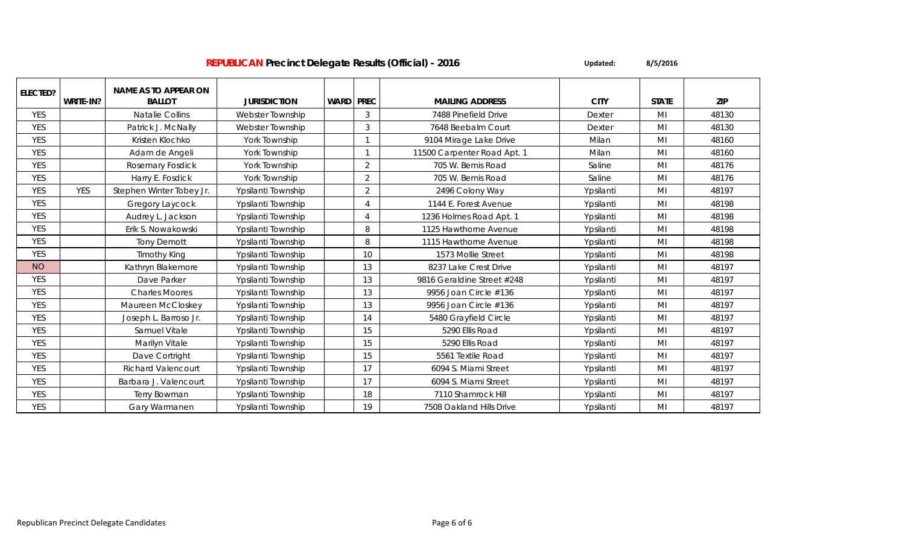## REPUBLICAN Precinct Delegate Results (Official) - 2016

**Updated:** 8/5/2016

| ELECTED? | WRITE-IN? | NAME AS TO APPEAR ON BALLOT | JURISDICTION | WARD | PREC | MAILING ADDRESS | CITY | STATE | ZIP |
|---|---|---|---|---|---|---|---|---|---|
| YES | | Natalie Collins | Webster Township | | 3 | 7488 Pinefield Drive | Dexter | MI | 48130 |
| YES | | Patrick J. McNally | Webster Township | | 3 | 7648 Beebalm Court | Dexter | MI | 48130 |
| YES | | Kristen Klochko | York Township | | 1 | 9104 Mirage Lake Drive | Milan | MI | 48160 |
| YES | | Adam de Angeli | York Township | | 1 | 11500 Carpenter Road Apt. 1 | Milan | MI | 48160 |
| YES | | Rosemary Fosdick | York Township | | 2 | 705 W. Bemis Road | Saline | MI | 48176 |
| YES | | Harry E. Fosdick | York Township | | 2 | 705 W. Bemis Road | Saline | MI | 48176 |
| YES | YES | Stephen Winter Tobey Jr. | Ypsilanti Township | | 2 | 2496 Colony Way | Ypsilanti | MI | 48197 |
| YES | | Gregory Laycock | Ypsilanti Township | | 4 | 1144 E. Forest Avenue | Ypsilanti | MI | 48198 |
| YES | | Audrey L. Jackson | Ypsilanti Township | | 4 | 1236 Holmes Road Apt. 1 | Ypsilanti | MI | 48198 |
| YES | | Erik S. Nowakowski | Ypsilanti Township | | 8 | 1125 Hawthorne Avenue | Ypsilanti | MI | 48198 |
| YES | | Tony Demott | Ypsilanti Township | | 8 | 1115 Hawthorne Avenue | Ypsilanti | MI | 48198 |
| YES | | Timothy King | Ypsilanti Township | | 10 | 1573 Mollie Street | Ypsilanti | MI | 48198 |
| NO | | Kathryn Blakemore | Ypsilanti Township | | 13 | 8237 Lake Crest Drive | Ypsilanti | MI | 48197 |
| YES | | Dave Parker | Ypsilanti Township | | 13 | 9816 Geraldine Street #248 | Ypsilanti | MI | 48197 |
| YES | | Charles Moores | Ypsilanti Township | | 13 | 9956 Joan Circle #136 | Ypsilanti | MI | 48197 |
| YES | | Maureen McCloskey | Ypsilanti Township | | 13 | 9956 Joan Circle #136 | Ypsilanti | MI | 48197 |
| YES | | Joseph L. Barroso Jr. | Ypsilanti Township | | 14 | 5480 Grayfield Circle | Ypsilanti | MI | 48197 |
| YES | | Samuel Vitale | Ypsilanti Township | | 15 | 5290 Ellis Road | Ypsilanti | MI | 48197 |
| YES | | Marilyn Vitale | Ypsilanti Township | | 15 | 5290 Ellis Road | Ypsilanti | MI | 48197 |
| YES | | Dave Cortright | Ypsilanti Township | | 15 | 5561 Textile Road | Ypsilanti | MI | 48197 |
| YES | | Richard Valencourt | Ypsilanti Township | | 17 | 6094 S. Miami Street | Ypsilanti | MI | 48197 |
| YES | | Barbara J. Valencourt | Ypsilanti Township | | 17 | 6094 S. Miami Street | Ypsilanti | MI | 48197 |
| YES | | Terry Bowman | Ypsilanti Township | | 18 | 7110 Shamrock Hill | Ypsilanti | MI | 48197 |
| YES | | Gary Warmanen | Ypsilanti Township | | 19 | 7508 Oakland Hills Drive | Ypsilanti | MI | 48197 |